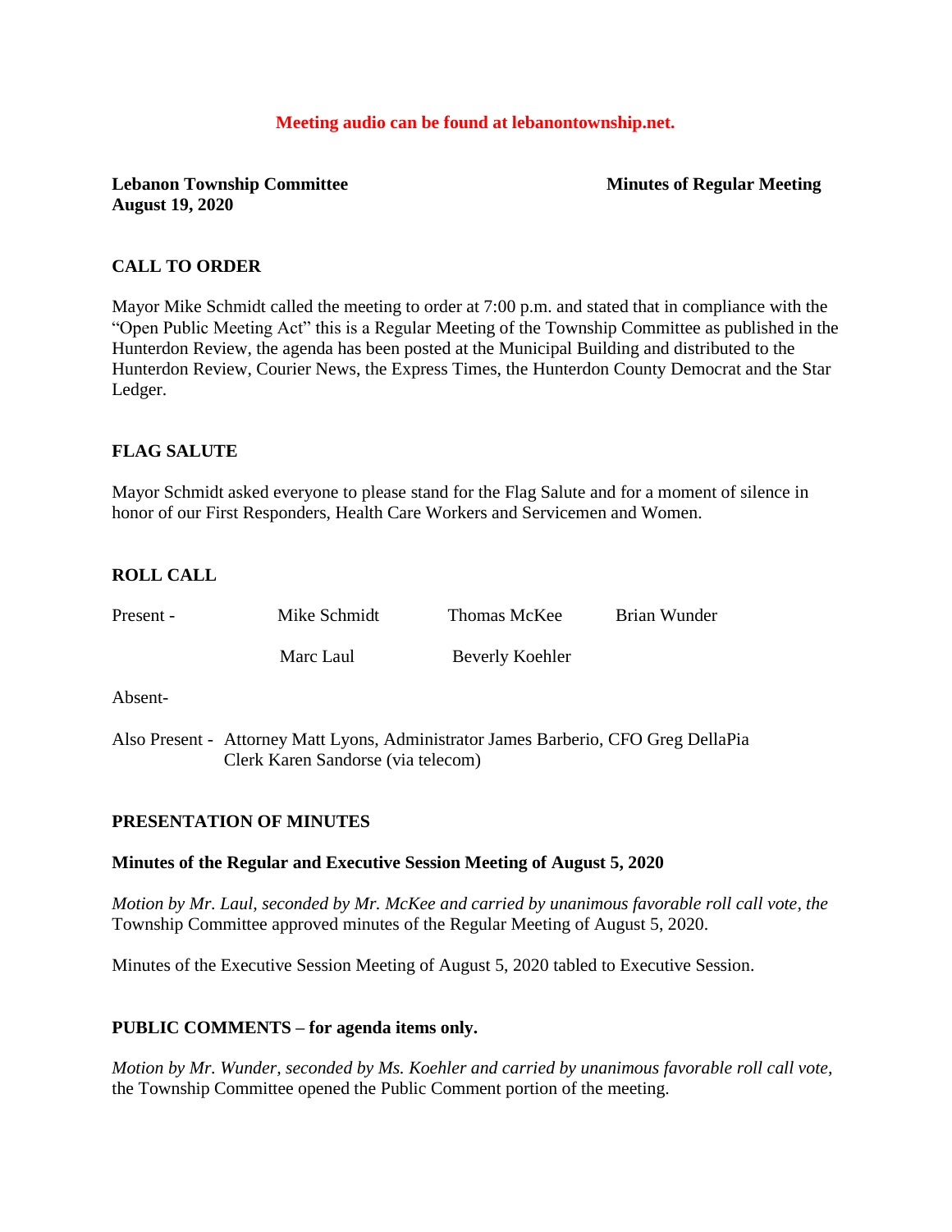**Meeting audio can be found at lebanontownship.net.**

**Lebanon Township Committee** **Minutes of Regular Meeting**
**August 19, 2020**

## CALL TO ORDER

Mayor Mike Schmidt called the meeting to order at 7:00 p.m. and stated that in compliance with the "Open Public Meeting Act" this is a Regular Meeting of the Township Committee as published in the Hunterdon Review, the agenda has been posted at the Municipal Building and distributed to the Hunterdon Review, Courier News, the Express Times, the Hunterdon County Democrat and the Star Ledger.

## FLAG SALUTE

Mayor Schmidt asked everyone to please stand for the Flag Salute and for a moment of silence in honor of our First Responders, Health Care Workers and Servicemen and Women.

## ROLL CALL

Present - Mike Schmidt, Thomas McKee, Brian Wunder, Marc Laul, Beverly Koehler

Absent-

Also Present - Attorney Matt Lyons, Administrator James Barberio, CFO Greg DellaPia
Clerk Karen Sandorse (via telecom)

## PRESENTATION OF MINUTES

**Minutes of the Regular and Executive Session Meeting of August 5, 2020**

*Motion by Mr. Laul, seconded by Mr. McKee and carried by unanimous favorable roll call vote, the* Township Committee approved minutes of the Regular Meeting of August 5, 2020.

Minutes of the Executive Session Meeting of August 5, 2020 tabled to Executive Session.

## PUBLIC COMMENTS – for agenda items only.

*Motion by Mr. Wunder, seconded by Ms. Koehler and carried by unanimous favorable roll call vote,* the Township Committee opened the Public Comment portion of the meeting.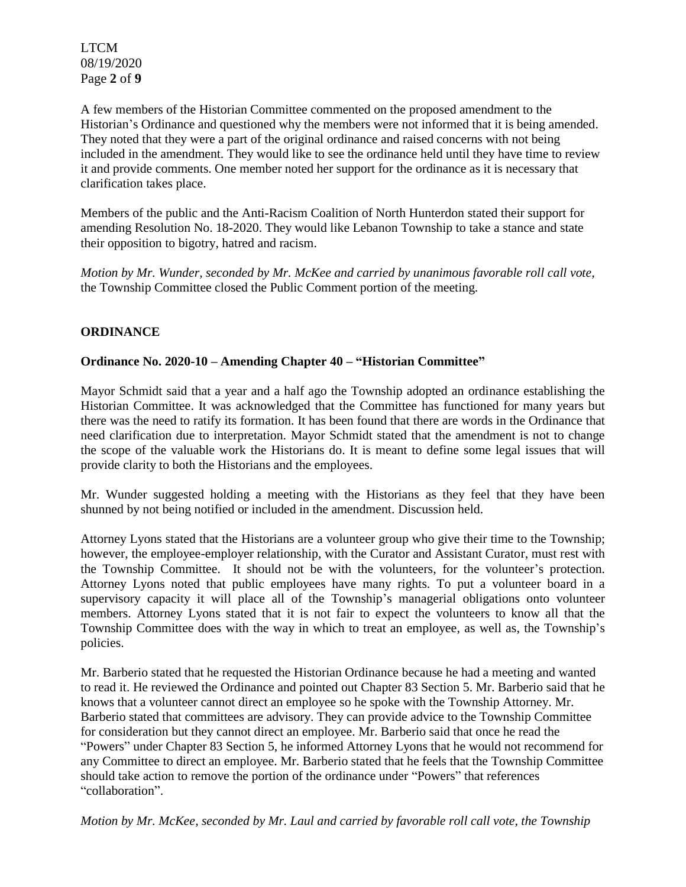A few members of the Historian Committee commented on the proposed amendment to the Historian's Ordinance and questioned why the members were not informed that it is being amended. They noted that they were a part of the original ordinance and raised concerns with not being included in the amendment. They would like to see the ordinance held until they have time to review it and provide comments. One member noted her support for the ordinance as it is necessary that clarification takes place.

Members of the public and the Anti-Racism Coalition of North Hunterdon stated their support for amending Resolution No. 18-2020. They would like Lebanon Township to take a stance and state their opposition to bigotry, hatred and racism.

*Motion by Mr. Wunder, seconded by Mr. McKee and carried by unanimous favorable roll call vote,* the Township Committee closed the Public Comment portion of the meeting.

## ORDINANCE

### Ordinance No. 2020-10 – Amending Chapter 40 – "Historian Committee"

Mayor Schmidt said that a year and a half ago the Township adopted an ordinance establishing the Historian Committee. It was acknowledged that the Committee has functioned for many years but there was the need to ratify its formation. It has been found that there are words in the Ordinance that need clarification due to interpretation. Mayor Schmidt stated that the amendment is not to change the scope of the valuable work the Historians do. It is meant to define some legal issues that will provide clarity to both the Historians and the employees.

Mr. Wunder suggested holding a meeting with the Historians as they feel that they have been shunned by not being notified or included in the amendment. Discussion held.

Attorney Lyons stated that the Historians are a volunteer group who give their time to the Township; however, the employee-employer relationship, with the Curator and Assistant Curator, must rest with the Township Committee. It should not be with the volunteers, for the volunteer's protection. Attorney Lyons noted that public employees have many rights. To put a volunteer board in a supervisory capacity it will place all of the Township's managerial obligations onto volunteer members. Attorney Lyons stated that it is not fair to expect the volunteers to know all that the Township Committee does with the way in which to treat an employee, as well as, the Township's policies.

Mr. Barberio stated that he requested the Historian Ordinance because he had a meeting and wanted to read it. He reviewed the Ordinance and pointed out Chapter 83 Section 5. Mr. Barberio said that he knows that a volunteer cannot direct an employee so he spoke with the Township Attorney. Mr. Barberio stated that committees are advisory. They can provide advice to the Township Committee for consideration but they cannot direct an employee. Mr. Barberio said that once he read the "Powers" under Chapter 83 Section 5, he informed Attorney Lyons that he would not recommend for any Committee to direct an employee. Mr. Barberio stated that he feels that the Township Committee should take action to remove the portion of the ordinance under "Powers" that references "collaboration".

*Motion by Mr. McKee, seconded by Mr. Laul and carried by favorable roll call vote, the Township*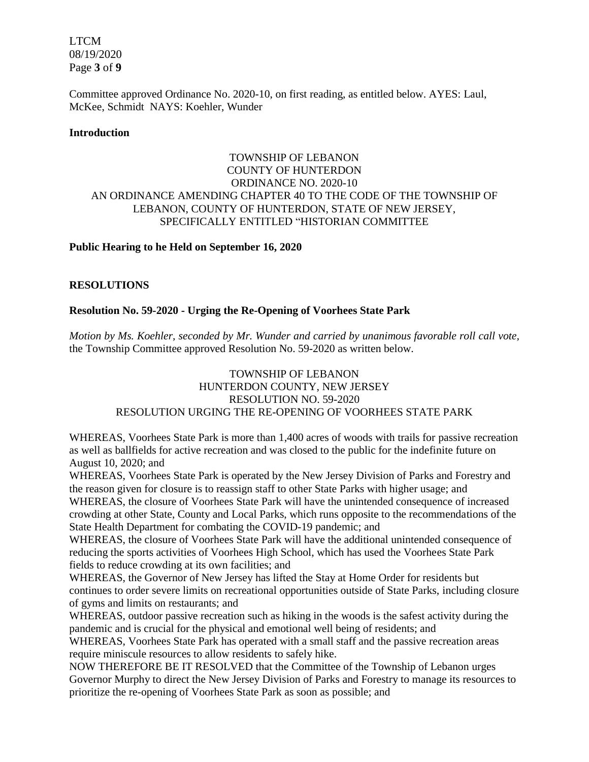Committee approved Ordinance No. 2020-10, on first reading, as entitled below. AYES: Laul, McKee, Schmidt NAYS: Koehler, Wunder

**Introduction**

TOWNSHIP OF LEBANON
COUNTY OF HUNTERDON
ORDINANCE NO. 2020-10
AN ORDINANCE AMENDING CHAPTER 40 TO THE CODE OF THE TOWNSHIP OF LEBANON, COUNTY OF HUNTERDON, STATE OF NEW JERSEY, SPECIFICALLY ENTITLED "HISTORIAN COMMITTEE

**Public Hearing to he Held on September 16, 2020**

**RESOLUTIONS**

**Resolution No. 59-2020 - Urging the Re-Opening of Voorhees State Park**

*Motion by Ms. Koehler, seconded by Mr. Wunder and carried by unanimous favorable roll call vote,* the Township Committee approved Resolution No. 59-2020 as written below.

TOWNSHIP OF LEBANON
HUNTERDON COUNTY, NEW JERSEY
RESOLUTION NO. 59-2020
RESOLUTION URGING THE RE-OPENING OF VOORHEES STATE PARK

WHEREAS, Voorhees State Park is more than 1,400 acres of woods with trails for passive recreation as well as ballfields for active recreation and was closed to the public for the indefinite future on August 10, 2020; and

WHEREAS, Voorhees State Park is operated by the New Jersey Division of Parks and Forestry and the reason given for closure is to reassign staff to other State Parks with higher usage; and

WHEREAS, the closure of Voorhees State Park will have the unintended consequence of increased crowding at other State, County and Local Parks, which runs opposite to the recommendations of the State Health Department for combating the COVID-19 pandemic; and

WHEREAS, the closure of Voorhees State Park will have the additional unintended consequence of reducing the sports activities of Voorhees High School, which has used the Voorhees State Park fields to reduce crowding at its own facilities; and

WHEREAS, the Governor of New Jersey has lifted the Stay at Home Order for residents but continues to order severe limits on recreational opportunities outside of State Parks, including closure of gyms and limits on restaurants; and

WHEREAS, outdoor passive recreation such as hiking in the woods is the safest activity during the pandemic and is crucial for the physical and emotional well being of residents; and

WHEREAS, Voorhees State Park has operated with a small staff and the passive recreation areas require miniscule resources to allow residents to safely hike.

NOW THEREFORE BE IT RESOLVED that the Committee of the Township of Lebanon urges Governor Murphy to direct the New Jersey Division of Parks and Forestry to manage its resources to prioritize the re-opening of Voorhees State Park as soon as possible; and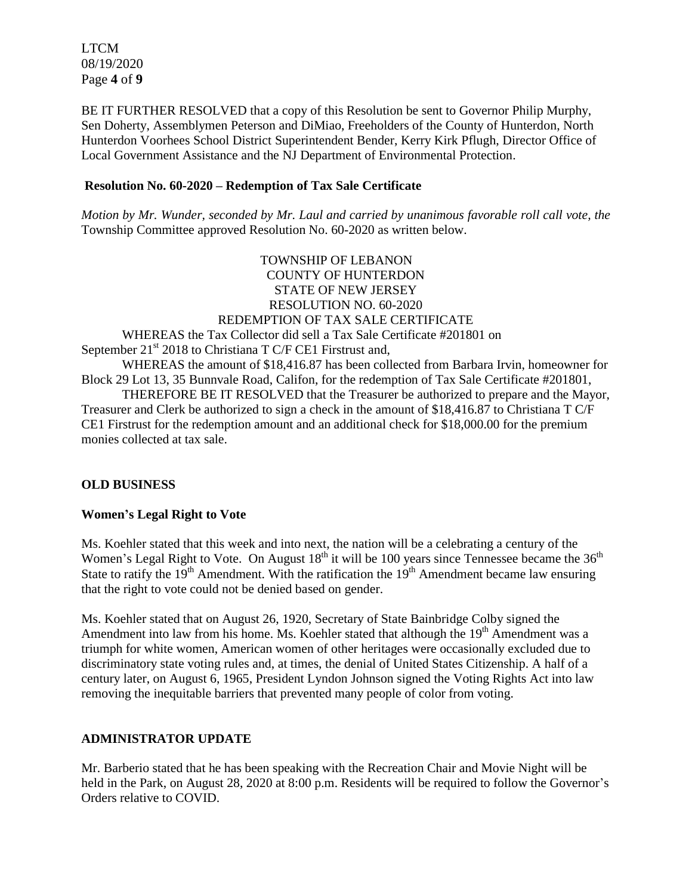BE IT FURTHER RESOLVED that a copy of this Resolution be sent to Governor Philip Murphy, Sen Doherty, Assemblymen Peterson and DiMiao, Freeholders of the County of Hunterdon, North Hunterdon Voorhees School District Superintendent Bender, Kerry Kirk Pflugh, Director Office of Local Government Assistance and the NJ Department of Environmental Protection.

**Resolution No. 60-2020 – Redemption of Tax Sale Certificate**

*Motion by Mr. Wunder, seconded by Mr. Laul and carried by unanimous favorable roll call vote, the* Township Committee approved Resolution No. 60-2020 as written below.

TOWNSHIP OF LEBANON
COUNTY OF HUNTERDON
STATE OF NEW JERSEY
RESOLUTION NO. 60-2020
REDEMPTION OF TAX SALE CERTIFICATE

WHEREAS the Tax Collector did sell a Tax Sale Certificate #201801 on September 21st 2018 to Christiana T C/F CE1 Firstrust and,

WHEREAS the amount of $18,416.87 has been collected from Barbara Irvin, homeowner for Block 29 Lot 13, 35 Bunnvale Road, Califon, for the redemption of Tax Sale Certificate #201801,

THEREFORE BE IT RESOLVED that the Treasurer be authorized to prepare and the Mayor, Treasurer and Clerk be authorized to sign a check in the amount of $18,416.87 to Christiana T C/F CE1 Firstrust for the redemption amount and an additional check for $18,000.00 for the premium monies collected at tax sale.

## OLD BUSINESS

### Women's Legal Right to Vote

Ms. Koehler stated that this week and into next, the nation will be a celebrating a century of the Women's Legal Right to Vote. On August 18th it will be 100 years since Tennessee became the 36th State to ratify the 19th Amendment. With the ratification the 19th Amendment became law ensuring that the right to vote could not be denied based on gender.

Ms. Koehler stated that on August 26, 1920, Secretary of State Bainbridge Colby signed the Amendment into law from his home. Ms. Koehler stated that although the 19th Amendment was a triumph for white women, American women of other heritages were occasionally excluded due to discriminatory state voting rules and, at times, the denial of United States Citizenship. A half of a century later, on August 6, 1965, President Lyndon Johnson signed the Voting Rights Act into law removing the inequitable barriers that prevented many people of color from voting.

## ADMINISTRATOR UPDATE

Mr. Barberio stated that he has been speaking with the Recreation Chair and Movie Night will be held in the Park, on August 28, 2020 at 8:00 p.m. Residents will be required to follow the Governor's Orders relative to COVID.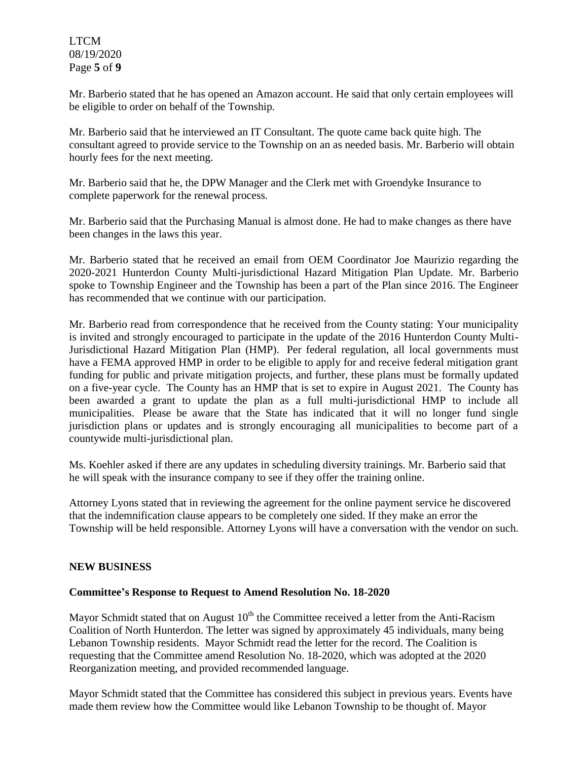Mr. Barberio stated that he has opened an Amazon account. He said that only certain employees will be eligible to order on behalf of the Township.

Mr. Barberio said that he interviewed an IT Consultant. The quote came back quite high. The consultant agreed to provide service to the Township on an as needed basis. Mr. Barberio will obtain hourly fees for the next meeting.

Mr. Barberio said that he, the DPW Manager and the Clerk met with Groendyke Insurance to complete paperwork for the renewal process.

Mr. Barberio said that the Purchasing Manual is almost done. He had to make changes as there have been changes in the laws this year.

Mr. Barberio stated that he received an email from OEM Coordinator Joe Maurizio regarding the 2020-2021 Hunterdon County Multi-jurisdictional Hazard Mitigation Plan Update. Mr. Barberio spoke to Township Engineer and the Township has been a part of the Plan since 2016. The Engineer has recommended that we continue with our participation.

Mr. Barberio read from correspondence that he received from the County stating: Your municipality is invited and strongly encouraged to participate in the update of the 2016 Hunterdon County Multi-Jurisdictional Hazard Mitigation Plan (HMP). Per federal regulation, all local governments must have a FEMA approved HMP in order to be eligible to apply for and receive federal mitigation grant funding for public and private mitigation projects, and further, these plans must be formally updated on a five-year cycle. The County has an HMP that is set to expire in August 2021. The County has been awarded a grant to update the plan as a full multi-jurisdictional HMP to include all municipalities. Please be aware that the State has indicated that it will no longer fund single jurisdiction plans or updates and is strongly encouraging all municipalities to become part of a countywide multi-jurisdictional plan.

Ms. Koehler asked if there are any updates in scheduling diversity trainings. Mr. Barberio said that he will speak with the insurance company to see if they offer the training online.

Attorney Lyons stated that in reviewing the agreement for the online payment service he discovered that the indemnification clause appears to be completely one sided. If they make an error the Township will be held responsible. Attorney Lyons will have a conversation with the vendor on such.

## NEW BUSINESS

### Committee's Response to Request to Amend Resolution No. 18-2020

Mayor Schmidt stated that on August 10th the Committee received a letter from the Anti-Racism Coalition of North Hunterdon. The letter was signed by approximately 45 individuals, many being Lebanon Township residents. Mayor Schmidt read the letter for the record. The Coalition is requesting that the Committee amend Resolution No. 18-2020, which was adopted at the 2020 Reorganization meeting, and provided recommended language.

Mayor Schmidt stated that the Committee has considered this subject in previous years. Events have made them review how the Committee would like Lebanon Township to be thought of. Mayor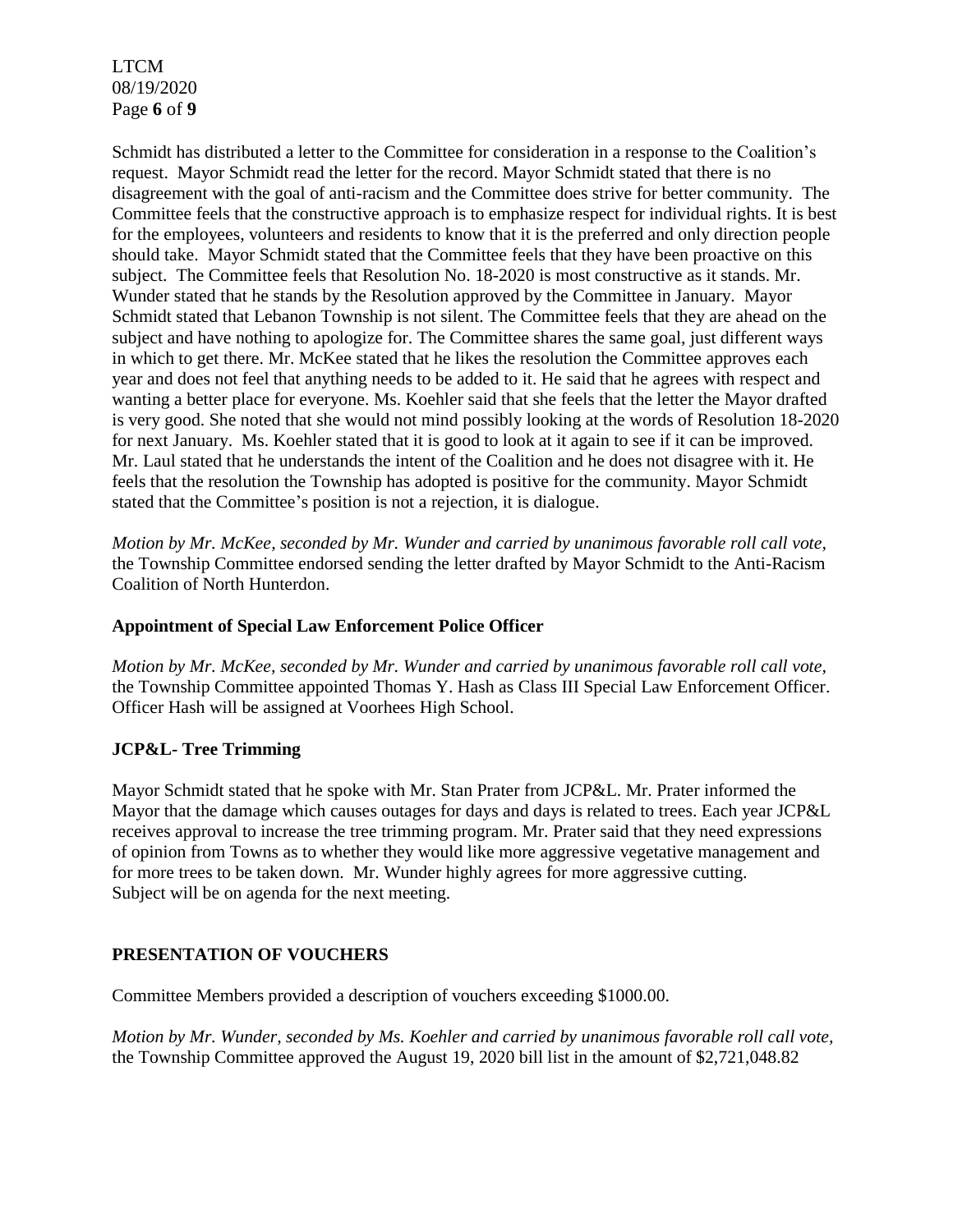Schmidt has distributed a letter to the Committee for consideration in a response to the Coalition's request. Mayor Schmidt read the letter for the record. Mayor Schmidt stated that there is no disagreement with the goal of anti-racism and the Committee does strive for better community. The Committee feels that the constructive approach is to emphasize respect for individual rights. It is best for the employees, volunteers and residents to know that it is the preferred and only direction people should take. Mayor Schmidt stated that the Committee feels that they have been proactive on this subject. The Committee feels that Resolution No. 18-2020 is most constructive as it stands. Mr. Wunder stated that he stands by the Resolution approved by the Committee in January. Mayor Schmidt stated that Lebanon Township is not silent. The Committee feels that they are ahead on the subject and have nothing to apologize for. The Committee shares the same goal, just different ways in which to get there. Mr. McKee stated that he likes the resolution the Committee approves each year and does not feel that anything needs to be added to it. He said that he agrees with respect and wanting a better place for everyone. Ms. Koehler said that she feels that the letter the Mayor drafted is very good. She noted that she would not mind possibly looking at the words of Resolution 18-2020 for next January. Ms. Koehler stated that it is good to look at it again to see if it can be improved. Mr. Laul stated that he understands the intent of the Coalition and he does not disagree with it. He feels that the resolution the Township has adopted is positive for the community. Mayor Schmidt stated that the Committee's position is not a rejection, it is dialogue.

*Motion by Mr. McKee, seconded by Mr. Wunder and carried by unanimous favorable roll call vote,* the Township Committee endorsed sending the letter drafted by Mayor Schmidt to the Anti-Racism Coalition of North Hunterdon.

**Appointment of Special Law Enforcement Police Officer**

*Motion by Mr. McKee, seconded by Mr. Wunder and carried by unanimous favorable roll call vote,* the Township Committee appointed Thomas Y. Hash as Class III Special Law Enforcement Officer. Officer Hash will be assigned at Voorhees High School.

**JCP&L- Tree Trimming**

Mayor Schmidt stated that he spoke with Mr. Stan Prater from JCP&L. Mr. Prater informed the Mayor that the damage which causes outages for days and days is related to trees. Each year JCP&L receives approval to increase the tree trimming program. Mr. Prater said that they need expressions of opinion from Towns as to whether they would like more aggressive vegetative management and for more trees to be taken down. Mr. Wunder highly agrees for more aggressive cutting.
Subject will be on agenda for the next meeting.

**PRESENTATION OF VOUCHERS**

Committee Members provided a description of vouchers exceeding $1000.00.

*Motion by Mr. Wunder, seconded by Ms. Koehler and carried by unanimous favorable roll call vote,* the Township Committee approved the August 19, 2020 bill list in the amount of $2,721,048.82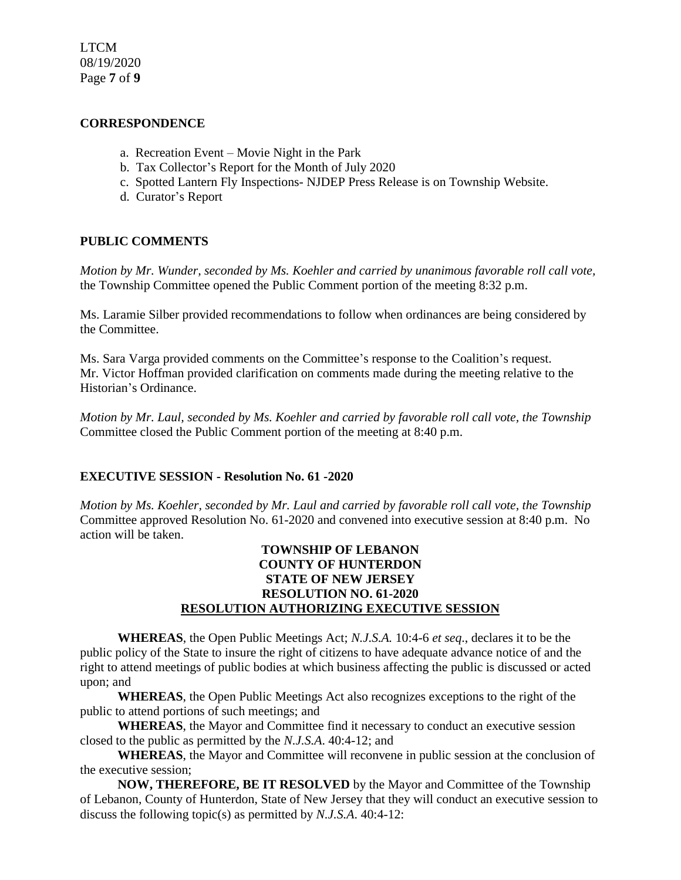## CORRESPONDENCE

a. Recreation Event – Movie Night in the Park
b. Tax Collector's Report for the Month of July 2020
c. Spotted Lantern Fly Inspections- NJDEP Press Release is on Township Website.
d. Curator's Report

## PUBLIC COMMENTS

*Motion by Mr. Wunder, seconded by Ms. Koehler and carried by unanimous favorable roll call vote,* the Township Committee opened the Public Comment portion of the meeting 8:32 p.m.

Ms. Laramie Silber provided recommendations to follow when ordinances are being considered by the Committee.

Ms. Sara Varga provided comments on the Committee's response to the Coalition's request.
Mr. Victor Hoffman provided clarification on comments made during the meeting relative to the Historian's Ordinance.

*Motion by Mr. Laul, seconded by Ms. Koehler and carried by favorable roll call vote, the Township* Committee closed the Public Comment portion of the meeting at 8:40 p.m.

## EXECUTIVE SESSION - Resolution No. 61 -2020

*Motion by Ms. Koehler, seconded by Mr. Laul and carried by favorable roll call vote, the Township* Committee approved Resolution No. 61-2020 and convened into executive session at 8:40 p.m. No action will be taken.

**TOWNSHIP OF LEBANON**
**COUNTY OF HUNTERDON**
**STATE OF NEW JERSEY**
**RESOLUTION NO. 61-2020**
**RESOLUTION AUTHORIZING EXECUTIVE SESSION**

**WHEREAS**, the Open Public Meetings Act; *N.J.S.A.* 10:4-6 *et seq*., declares it to be the public policy of the State to insure the right of citizens to have adequate advance notice of and the right to attend meetings of public bodies at which business affecting the public is discussed or acted upon; and

**WHEREAS**, the Open Public Meetings Act also recognizes exceptions to the right of the public to attend portions of such meetings; and

**WHEREAS**, the Mayor and Committee find it necessary to conduct an executive session closed to the public as permitted by the *N.J.S.A*. 40:4-12; and

**WHEREAS**, the Mayor and Committee will reconvene in public session at the conclusion of the executive session;

**NOW, THEREFORE, BE IT RESOLVED** by the Mayor and Committee of the Township of Lebanon, County of Hunterdon, State of New Jersey that they will conduct an executive session to discuss the following topic(s) as permitted by *N.J.S.A*. 40:4-12: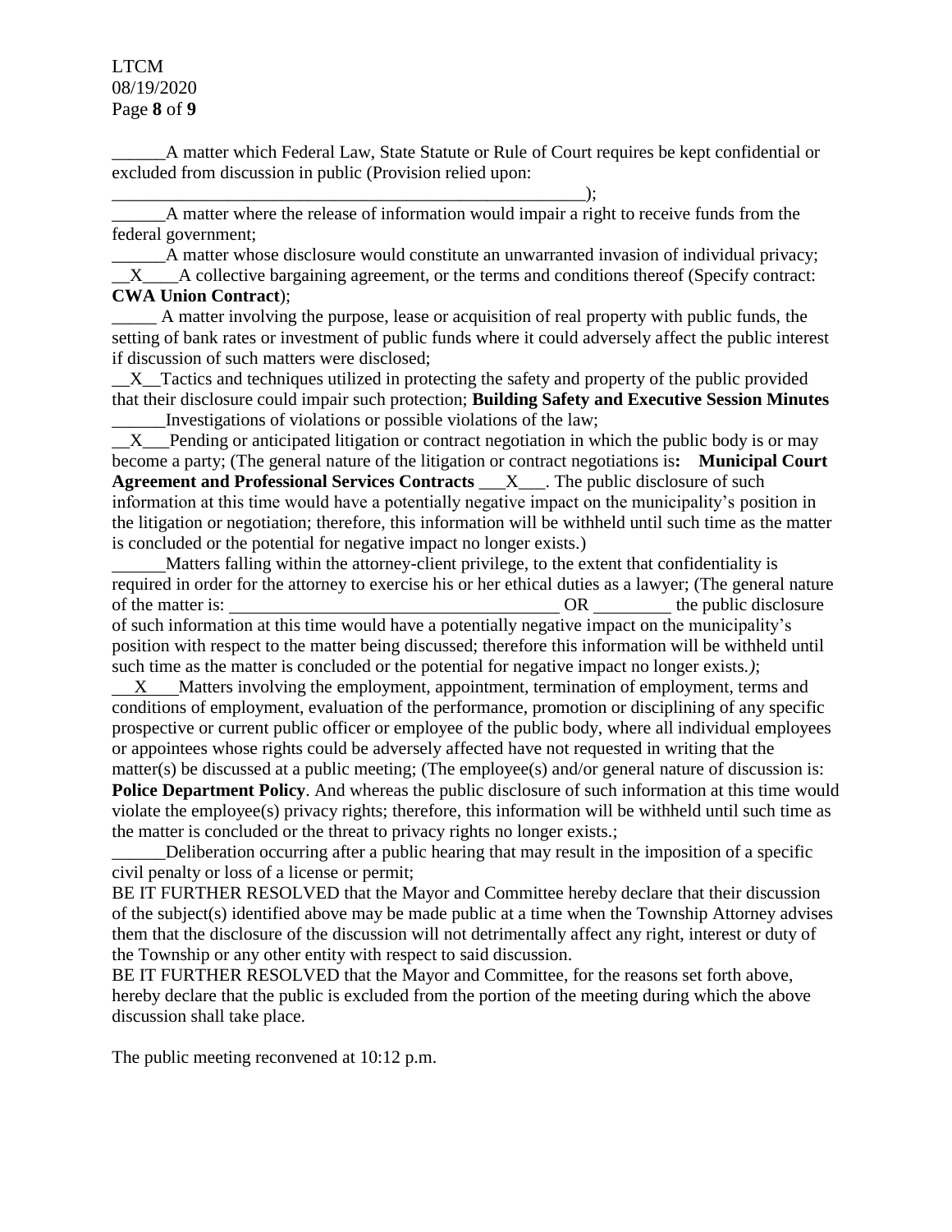______A matter which Federal Law, State Statute or Rule of Court requires be kept confidential or excluded from discussion in public (Provision relied upon: _______________________________________________________);

______A matter where the release of information would impair a right to receive funds from the federal government;

______A matter whose disclosure would constitute an unwarranted invasion of individual privacy;

__X____A collective bargaining agreement, or the terms and conditions thereof (Specify contract: **CWA Union Contract**);

_____ A matter involving the purpose, lease or acquisition of real property with public funds, the setting of bank rates or investment of public funds where it could adversely affect the public interest if discussion of such matters were disclosed;

__X__Tactics and techniques utilized in protecting the safety and property of the public provided that their disclosure could impair such protection; **Building Safety and Executive Session Minutes**

______Investigations of violations or possible violations of the law;

__X___Pending or anticipated litigation or contract negotiation in which the public body is or may become a party; (The general nature of the litigation or contract negotiations is**: Municipal Court Agreement and Professional Services Contracts** ___X___. The public disclosure of such information at this time would have a potentially negative impact on the municipality's position in the litigation or negotiation; therefore, this information will be withheld until such time as the matter is concluded or the potential for negative impact no longer exists.)

______Matters falling within the attorney-client privilege, to the extent that confidentiality is required in order for the attorney to exercise his or her ethical duties as a lawyer; (The general nature of the matter is: ______________________________________ OR _________ the public disclosure of such information at this time would have a potentially negative impact on the municipality's position with respect to the matter being discussed; therefore this information will be withheld until such time as the matter is concluded or the potential for negative impact no longer exists.*)*;

___X____Matters involving the employment, appointment, termination of employment, terms and conditions of employment, evaluation of the performance, promotion or disciplining of any specific prospective or current public officer or employee of the public body, where all individual employees or appointees whose rights could be adversely affected have not requested in writing that the matter(s) be discussed at a public meeting; (The employee(s) and/or general nature of discussion is: **Police Department Policy**. And whereas the public disclosure of such information at this time would violate the employee(s) privacy rights; therefore, this information will be withheld until such time as the matter is concluded or the threat to privacy rights no longer exists.;

______Deliberation occurring after a public hearing that may result in the imposition of a specific civil penalty or loss of a license or permit;

BE IT FURTHER RESOLVED that the Mayor and Committee hereby declare that their discussion of the subject(s) identified above may be made public at a time when the Township Attorney advises them that the disclosure of the discussion will not detrimentally affect any right, interest or duty of the Township or any other entity with respect to said discussion.

BE IT FURTHER RESOLVED that the Mayor and Committee, for the reasons set forth above, hereby declare that the public is excluded from the portion of the meeting during which the above discussion shall take place.

The public meeting reconvened at 10:12 p.m.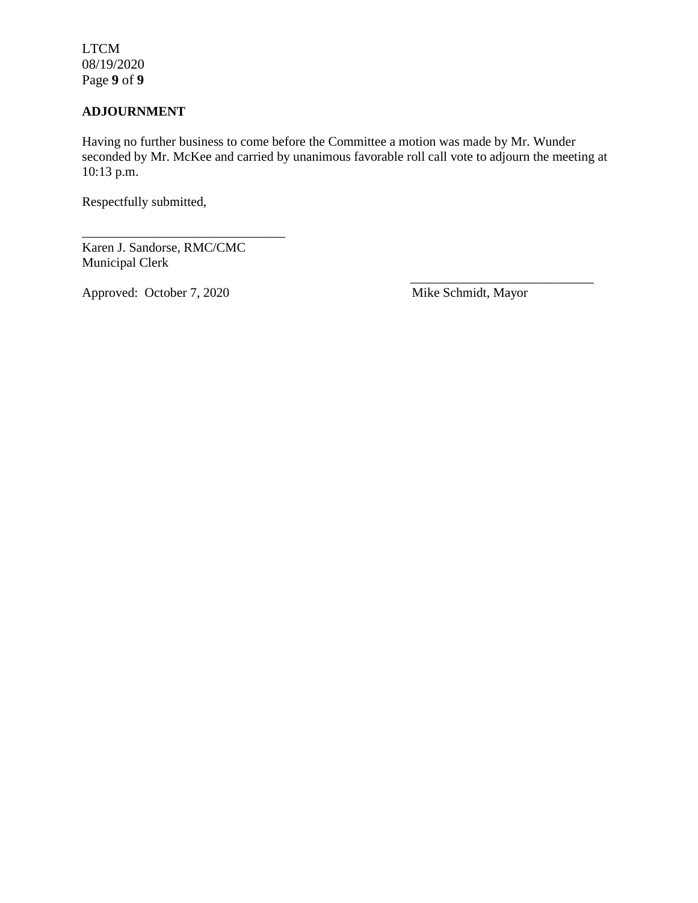## ADJOURNMENT

Having no further business to come before the Committee a motion was made by Mr. Wunder seconded by Mr. McKee and carried by unanimous favorable roll call vote to adjourn the meeting at 10:13 p.m.

Respectfully submitted,

\_\_\_\_\_\_\_\_\_\_\_\_\_\_\_\_\_\_\_\_\_\_\_\_\_\_\_\_\_\_\_
Karen J. Sandorse, RMC/CMC
Municipal Clerk

\_\_\_\_\_\_\_\_\_\_\_\_\_\_\_\_\_\_\_\_\_\_\_\_\_\_\_\_\_\_\_

Approved: October 7, 2020

Mike Schmidt, Mayor